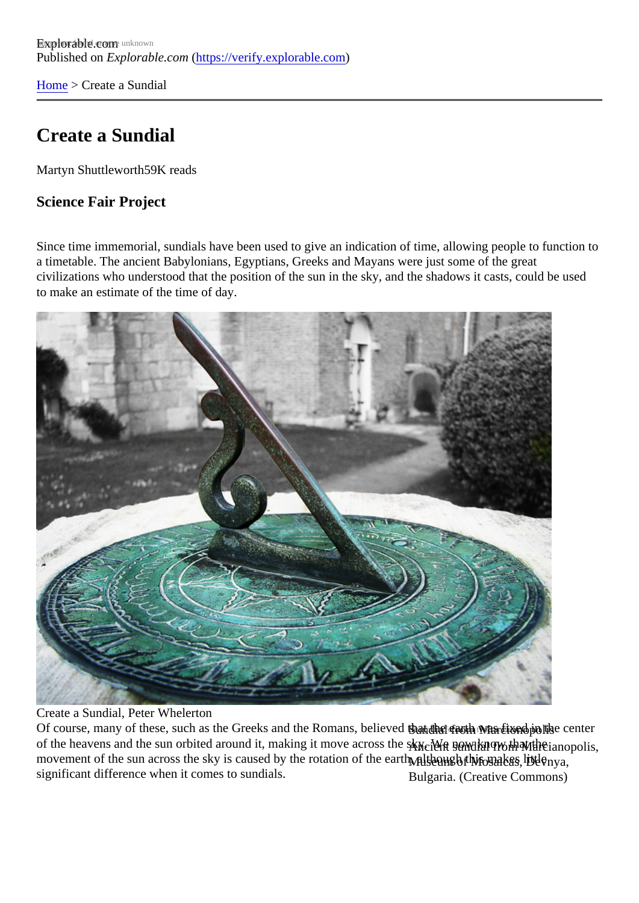Explorable.com
Published on *Explorable.com* (https://verify.explorable.com)

Home > Create a Sundial

# Create a Sundial

Martyn Shuttleworth 59K reads

## Science Fair Project

Since time immemorial, sundials have been used to give an indication of time, allowing people to function to a timetable. The ancient Babylonians, Egyptians, Greeks and Mayans were just some of the great civilizations who understood that the position of the sun in the sky, and the shadows it casts, could be used to make an estimate of the time of day.

Create a Sundial, Peter Whelerton

Of course, many of these, such as the Greeks and the Romans, believed that the earth was fixed in the center of the heavens and the sun orbited around it, making it move across the sky. We now know that the movement of the sun across the sky is caused by the rotation of the earth, although this makes little significant difference when it comes to sundials.

Sundial from Marcianopolis
Ancient sundial from Marcianopolis, Museum of Mosaicas, Devnya, Bulgaria. (Creative Commons)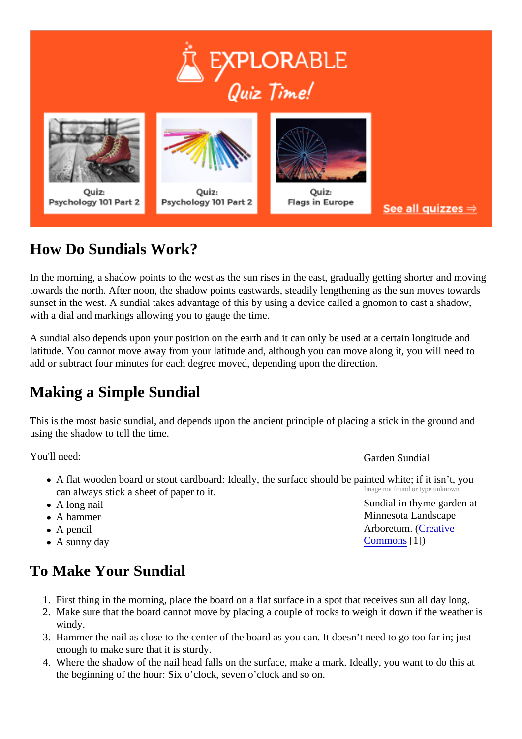## How Do Sundials Work?

In the morning, a shadow points to the west as the sun rises in the east, gradually getting shorter and moving towards the north. After noon, the shadow points eastwards, steadily lengthening as the sun moves towards sunset in the west. A sundial takes advantage of this by using a device called a gnomon to cast a shadow, with a dial and markings allowing you to gauge the time.

A sundial also depends upon your position on the earth and it can only be used at a certain longitude and latitude. You cannot move away from your latitude and, although you can move along it, you will need to add or subtract four minutes for each degree moved, depending upon the direction.

## Making a Simple Sundial

This is the most basic sundial, and depends upon the ancient principle of placing a stick in the ground and using the shadow to tell the time.

You'll need:

- A flat wooden board or stout cardboard: Ideally, the surface should be painted white; if it isn't, you can always stick a sheet of paper to it.
- A long nail
- A hammer
- A pencil
- A sunny day

Garden Sundial

Image not found or type unknown

Sundial in thyme garden at Minnesota Landscape Arboretum. (Creative Commons [1])

## To Make Your Sundial

1. First thing in the morning, place the board on a flat surface in a spot that receives sun all day long.
2. Make sure that the board cannot move by placing a couple of rocks to weigh it down if the weather is windy.
3. Hammer the nail as close to the center of the board as you can. It doesn't need to go too far in; just enough to make sure that it is sturdy.
4. Where the shadow of the nail head falls on the surface, make a mark. Ideally, you want to do this at the beginning of the hour: Six o'clock, seven o'clock and so on.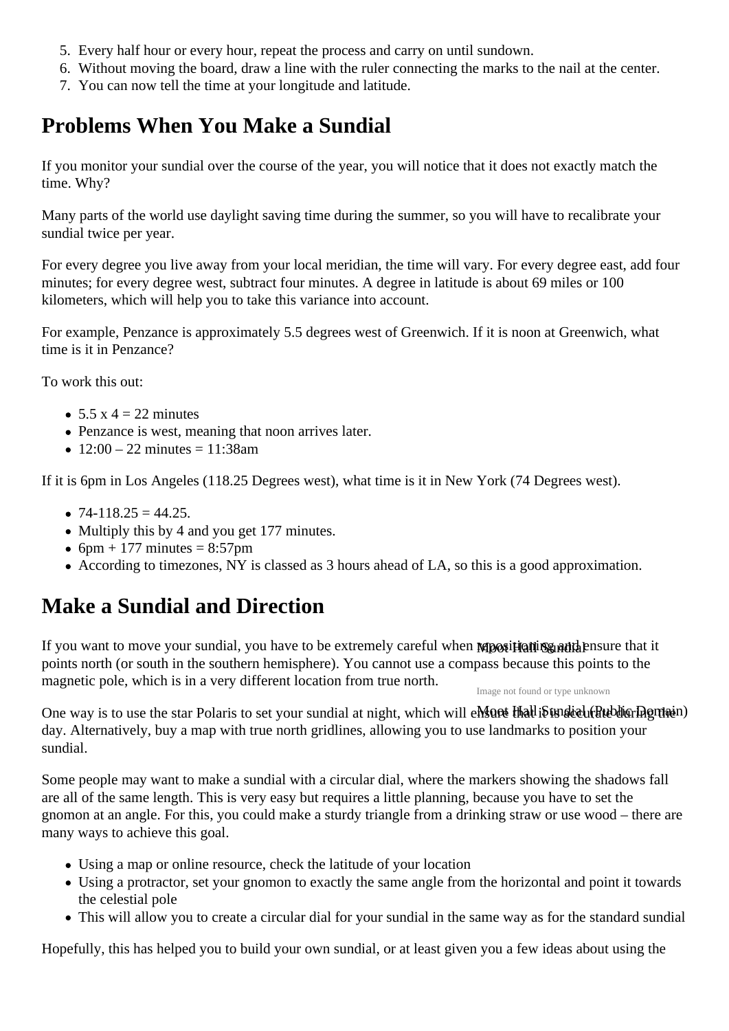5. Every half hour or every hour, repeat the process and carry on until sundown.
6. Without moving the board, draw a line with the ruler connecting the marks to the nail at the center.
7. You can now tell the time at your longitude and latitude.

## Problems When You Make a Sundial

If you monitor your sundial over the course of the year, you will notice that it does not exactly match the time. Why?

Many parts of the world use daylight saving time during the summer, so you will have to recalibrate your sundial twice per year.

For every degree you live away from your local meridian, the time will vary. For every degree east, add four minutes; for every degree west, subtract four minutes. A degree in latitude is about 69 miles or 100 kilometers, which will help you to take this variance into account.

For example, Penzance is approximately 5.5 degrees west of Greenwich. If it is noon at Greenwich, what time is it in Penzance?

To work this out:

- 5.5 x 4 = 22 minutes
- Penzance is west, meaning that noon arrives later.
- 12:00 – 22 minutes = 11:38am

If it is 6pm in Los Angeles (118.25 Degrees west), what time is it in New York (74 Degrees west).

- 74-118.25 = 44.25.
- Multiply this by 4 and you get 177 minutes.
- 6pm + 177 minutes = 8:57pm
- According to timezones, NY is classed as 3 hours ahead of LA, so this is a good approximation.

## Make a Sundial and Direction

If you want to move your sundial, you have to be extremely careful when repositioning and ensure that it points north (or south in the southern hemisphere). You cannot use a compass because this points to the magnetic pole, which is in a very different location from true north.

Moot Hall Sundial

Image not found or type unknown

Moot Hall Sundial (Public Domain)

One way is to use the star Polaris to set your sundial at night, which will ensure that it is accurate during the day. Alternatively, buy a map with true north gridlines, allowing you to use landmarks to position your sundial.

Some people may want to make a sundial with a circular dial, where the markers showing the shadows fall are all of the same length. This is very easy but requires a little planning, because you have to set the gnomon at an angle. For this, you could make a sturdy triangle from a drinking straw or use wood – there are many ways to achieve this goal.

- Using a map or online resource, check the latitude of your location
- Using a protractor, set your gnomon to exactly the same angle from the horizontal and point it towards the celestial pole
- This will allow you to create a circular dial for your sundial in the same way as for the standard sundial

Hopefully, this has helped you to build your own sundial, or at least given you a few ideas about using the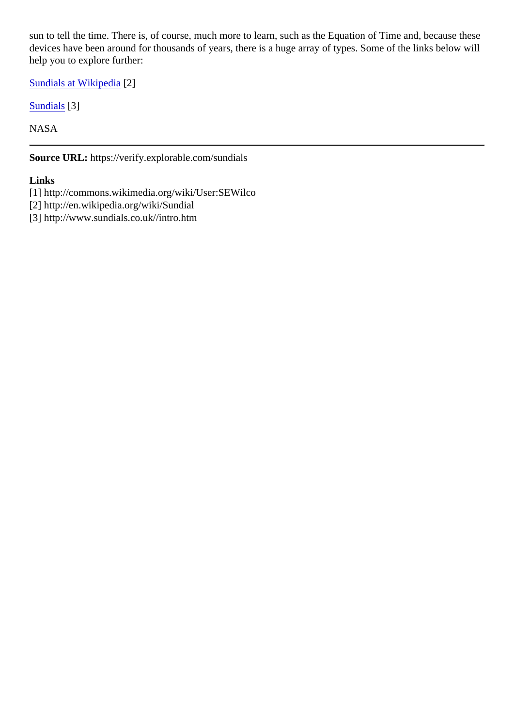sun to tell the time. There is, of course, much more to learn, such as the Equation of Time and, because these devices have been around for thousands of years, there is a huge array of types. Some of the links below will help you to explore further:

Sundials at Wikipedia [2]

Sundials [3]

NASA

---

**Source URL:** https://verify.explorable.com/sundials

**Links**
[1] http://commons.wikimedia.org/wiki/User:SEWilco
[2] http://en.wikipedia.org/wiki/Sundial
[3] http://www.sundials.co.uk//intro.htm